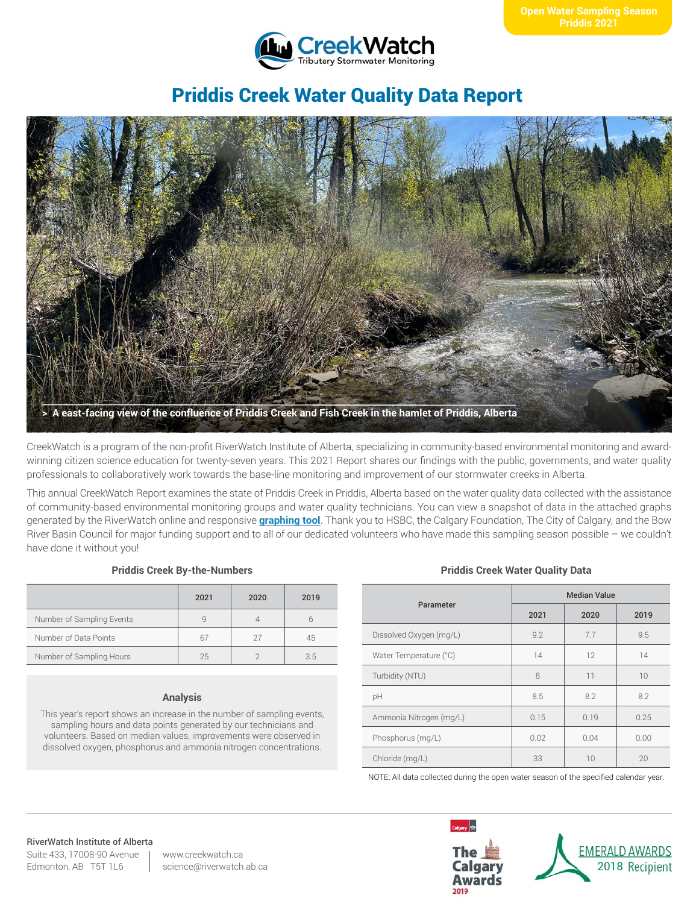Open Water Sampling Season
Priddis 2021

CreekWatch
Tributary Stormwater Monitoring

# Priddis Creek Water Quality Data Report

> A east-facing view of the confluence of Priddis Creek and Fish Creek in the hamlet of Priddis, Alberta

CreekWatch is a program of the non-profit RiverWatch Institute of Alberta, specializing in community-based environmental monitoring and award-winning citizen science education for twenty-seven years. This 2021 Report shares our findings with the public, governments, and water quality professionals to collaboratively work towards the base-line monitoring and improvement of our stormwater creeks in Alberta.

This annual CreekWatch Report examines the state of Priddis Creek in Priddis, Alberta based on the water quality data collected with the assistance of community-based environmental monitoring groups and water quality technicians. You can view a snapshot of data in the attached graphs generated by the RiverWatch online and responsive **graphing tool**. Thank you to HSBC, the Calgary Foundation, The City of Calgary, and the Bow River Basin Council for major funding support and to all of our dedicated volunteers who have made this sampling season possible – we couldn't have done it without you!

### Priddis Creek By-the-Numbers

| | 2021 | 2020 | 2019 |
|---|---|---|---|
| Number of Sampling Events | 9 | 4 | 6 |
| Number of Data Points | 67 | 27 | 45 |
| Number of Sampling Hours | 25 | 2 | 3.5 |

### Analysis

This year's report shows an increase in the number of sampling events, sampling hours and data points generated by our technicians and volunteers. Based on median values, improvements were observed in dissolved oxygen, phosphorus and ammonia nitrogen concentrations.

### Priddis Creek Water Quality Data

| Parameter | Median Value | | |
|---|---|---|---|
| | 2021 | 2020 | 2019 |
| Dissolved Oxygen (mg/L) | 9.2 | 7.7 | 9.5 |
| Water Temperature (°C) | 14 | 12 | 14 |
| Turbidity (NTU) | 8 | 11 | 10 |
| pH | 8.5 | 8.2 | 8.2 |
| Ammonia Nitrogen (mg/L) | 0.15 | 0.19 | 0.25 |
| Phosphorus (mg/L) | 0.02 | 0.04 | 0.00 |
| Chloride (mg/L) | 33 | 10 | 20 |

NOTE: All data collected during the open water season of the specified calendar year.

**RiverWatch Institute of Alberta**
Suite 433, 17008-90 Avenue
Edmonton, AB T5T 1L6

www.creekwatch.ca
science@riverwatch.ab.ca

The Calgary Awards 2019

EMERALD AWARDS 2018 Recipient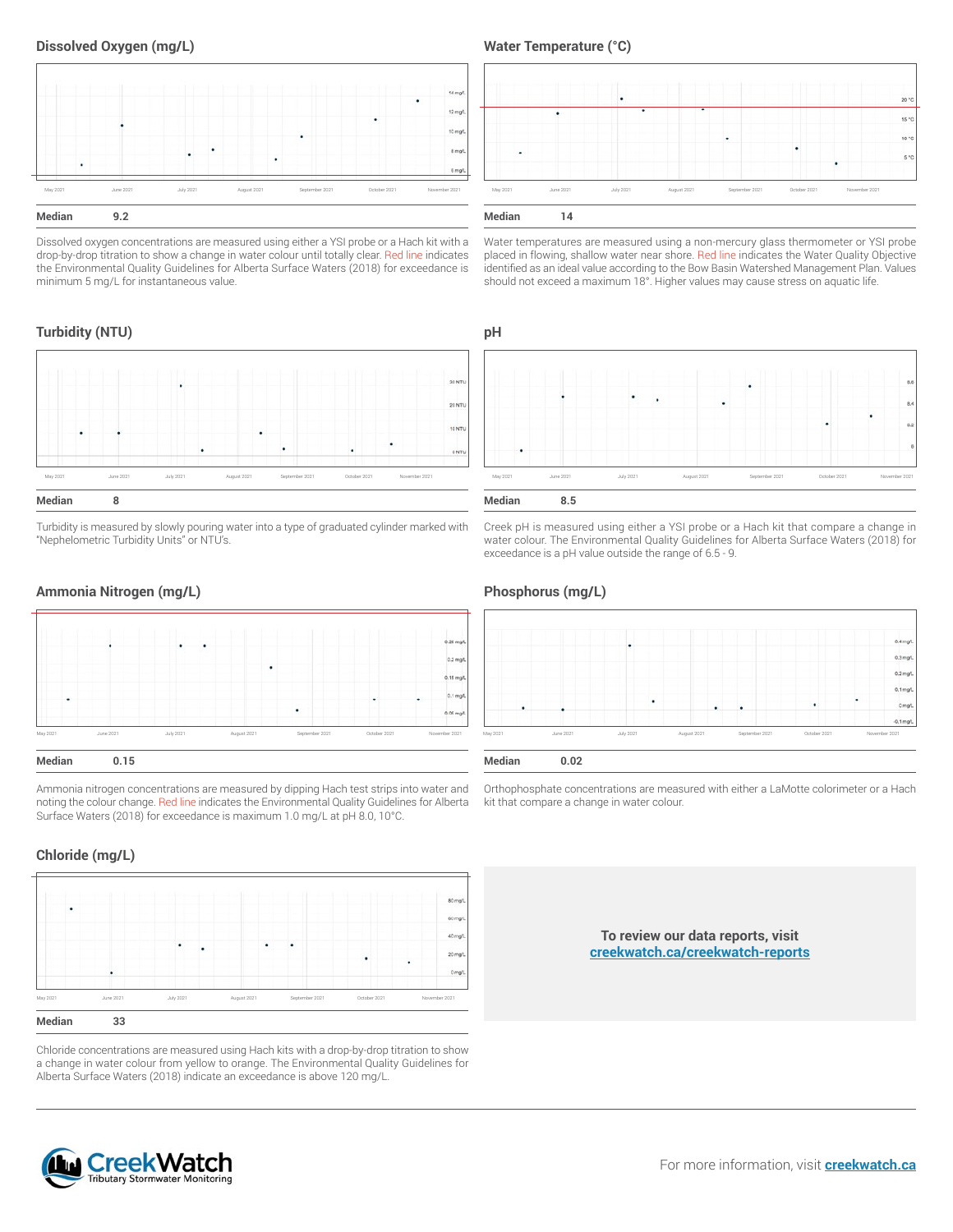## Dissolved Oxygen (mg/L)

14 mg/L
12 mg/L
10 mg/L
8 mg/L
6 mg/L

May 2021 June 2021 July 2021 August 2021 September 2021 October 2021 November 2021

**Median** 9.2

Dissolved oxygen concentrations are measured using either a YSI probe or a Hach kit with a drop-by-drop titration to show a change in water colour until totally clear. Red line indicates the Environmental Quality Guidelines for Alberta Surface Waters (2018) for exceedance is minimum 5 mg/L for instantaneous value.

## Water Temperature (°C)

20 °C
15 °C
10 °C
5 °C

May 2021 June 2021 July 2021 August 2021 September 2021 October 2021 November 2021

**Median** 14

Water temperatures are measured using a non-mercury glass thermometer or YSI probe placed in flowing, shallow water near shore. Red line indicates the Water Quality Objective identified as an ideal value according to the Bow Basin Watershed Management Plan. Values should not exceed a maximum 18°. Higher values may cause stress on aquatic life.

## Turbidity (NTU)

30 NTU
20 NTU
10 NTU
0 NTU

May 2021 June 2021 July 2021 August 2021 September 2021 October 2021 November 2021

**Median** 8

Turbidity is measured by slowly pouring water into a type of graduated cylinder marked with "Nephelometric Turbidity Units" or NTU's.

## pH

8.6
8.4
8.2
8

May 2021 June 2021 July 2021 August 2021 September 2021 October 2021 November 2021

**Median** 8.5

Creek pH is measured using either a YSI probe or a Hach kit that compare a change in water colour. The Environmental Quality Guidelines for Alberta Surface Waters (2018) for exceedance is a pH value outside the range of 6.5 - 9.

## Ammonia Nitrogen (mg/L)

0.25 mg/L
0.2 mg/L
0.15 mg/L
0.1 mg/L
0.05 mg/L

May 2021 June 2021 July 2021 August 2021 September 2021 October 2021 November 2021

**Median** 0.15

Ammonia nitrogen concentrations are measured by dipping Hach test strips into water and noting the colour change. Red line indicates the Environmental Quality Guidelines for Alberta Surface Waters (2018) for exceedance is maximum 1.0 mg/L at pH 8.0, 10°C.

## Phosphorus (mg/L)

0.4 mg/L
0.3 mg/L
0.2 mg/L
0.1 mg/L
0 mg/L
-0.1 mg/L

May 2021 June 2021 July 2021 August 2021 September 2021 October 2021 November 2021

**Median** 0.02

Orthophosphate concentrations are measured with either a LaMotte colorimeter or a Hach kit that compare a change in water colour.

## Chloride (mg/L)

80 mg/L
60 mg/L
40 mg/L
20 mg/L
0 mg/L

May 2021 June 2021 July 2021 August 2021 September 2021 October 2021 November 2021

**Median** 33

Chloride concentrations are measured using Hach kits with a drop-by-drop titration to show a change in water colour from yellow to orange. The Environmental Quality Guidelines for Alberta Surface Waters (2018) indicate an exceedance is above 120 mg/L.

**To review our data reports, visit [creekwatch.ca/creekwatch-reports](creekwatch.ca/creekwatch-reports)**

CreekWatch
Tributary Stormwater Monitoring

For more information, visit **[creekwatch.ca](creekwatch.ca)**